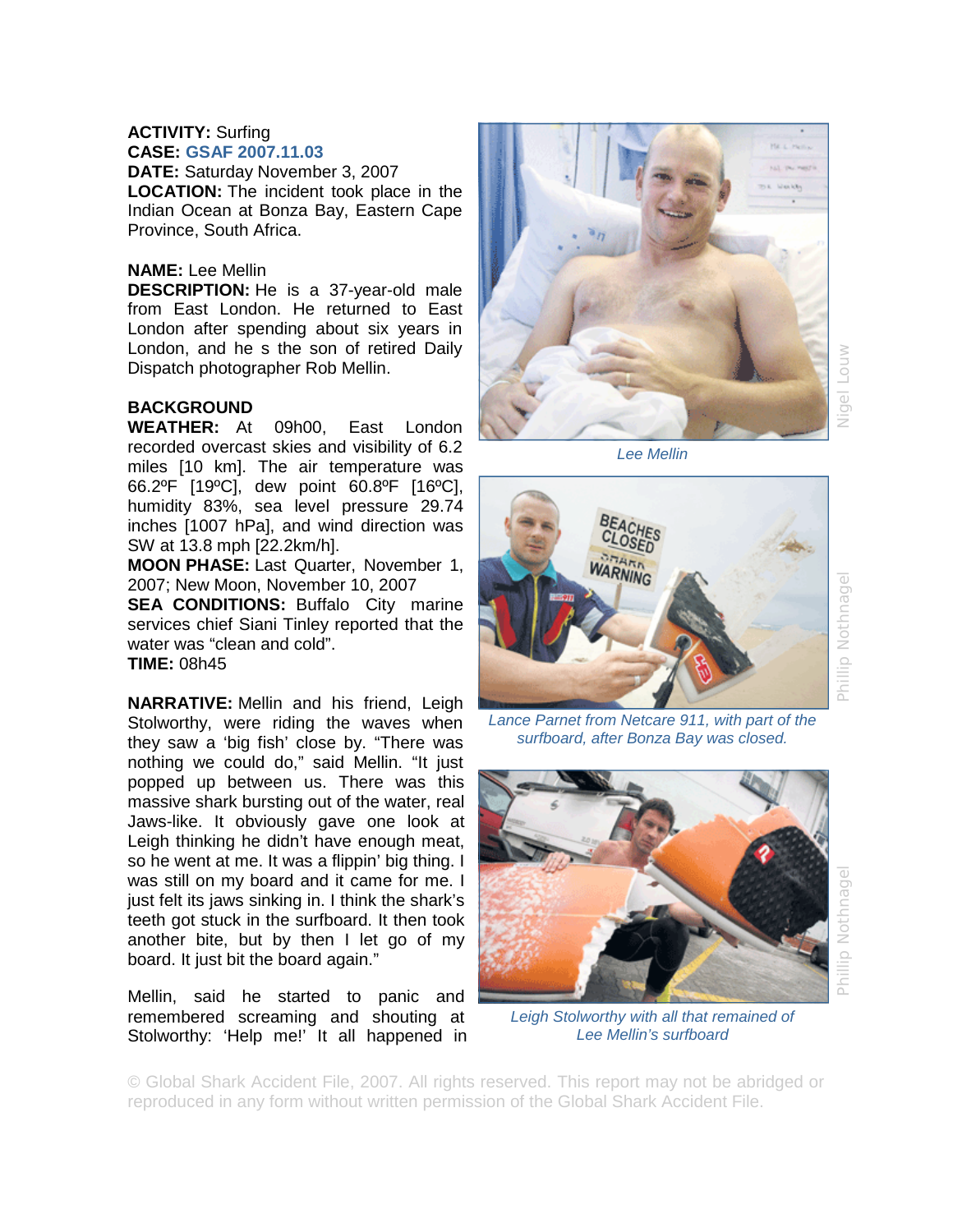**ACTIVITY:** Surfing
**CASE:** GSAF 2007.11.03
**DATE:** Saturday November 3, 2007
**LOCATION:** The incident took place in the Indian Ocean at Bonza Bay, Eastern Cape Province, South Africa.

**NAME:** Lee Mellin
**DESCRIPTION:** He is a 37-year-old male from East London. He returned to East London after spending about six years in London, and he s the son of retired Daily Dispatch photographer Rob Mellin.

**BACKGROUND**
**WEATHER:** At 09h00, East London recorded overcast skies and visibility of 6.2 miles [10 km]. The air temperature was 66.2ºF [19ºC], dew point 60.8ºF [16ºC], humidity 83%, sea level pressure 29.74 inches [1007 hPa], and wind direction was SW at 13.8 mph [22.2km/h].
**MOON PHASE:** Last Quarter, November 1, 2007; New Moon, November 10, 2007
**SEA CONDITIONS:** Buffalo City marine services chief Siani Tinley reported that the water was "clean and cold".
**TIME:** 08h45

**NARRATIVE:** Mellin and his friend, Leigh Stolworthy, were riding the waves when they saw a 'big fish' close by. "There was nothing we could do," said Mellin. "It just popped up between us. There was this massive shark bursting out of the water, real Jaws-like. It obviously gave one look at Leigh thinking he didn't have enough meat, so he went at me. It was a flippin' big thing. I was still on my board and it came for me. I just felt its jaws sinking in. I think the shark's teeth got stuck in the surfboard. It then took another bite, but by then I let go of my board. It just bit the board again."

Mellin, said he started to panic and remembered screaming and shouting at Stolworthy: 'Help me!' It all happened in

*Lee Mellin*

*Lance Parnet from Netcare 911, with part of the surfboard, after Bonza Bay was closed.*

*Leigh Stolworthy with all that remained of Lee Mellin's surfboard*

© Global Shark Accident File, 2007. All rights reserved. This report may not be abridged or reproduced in any form without written permission of the Global Shark Accident File.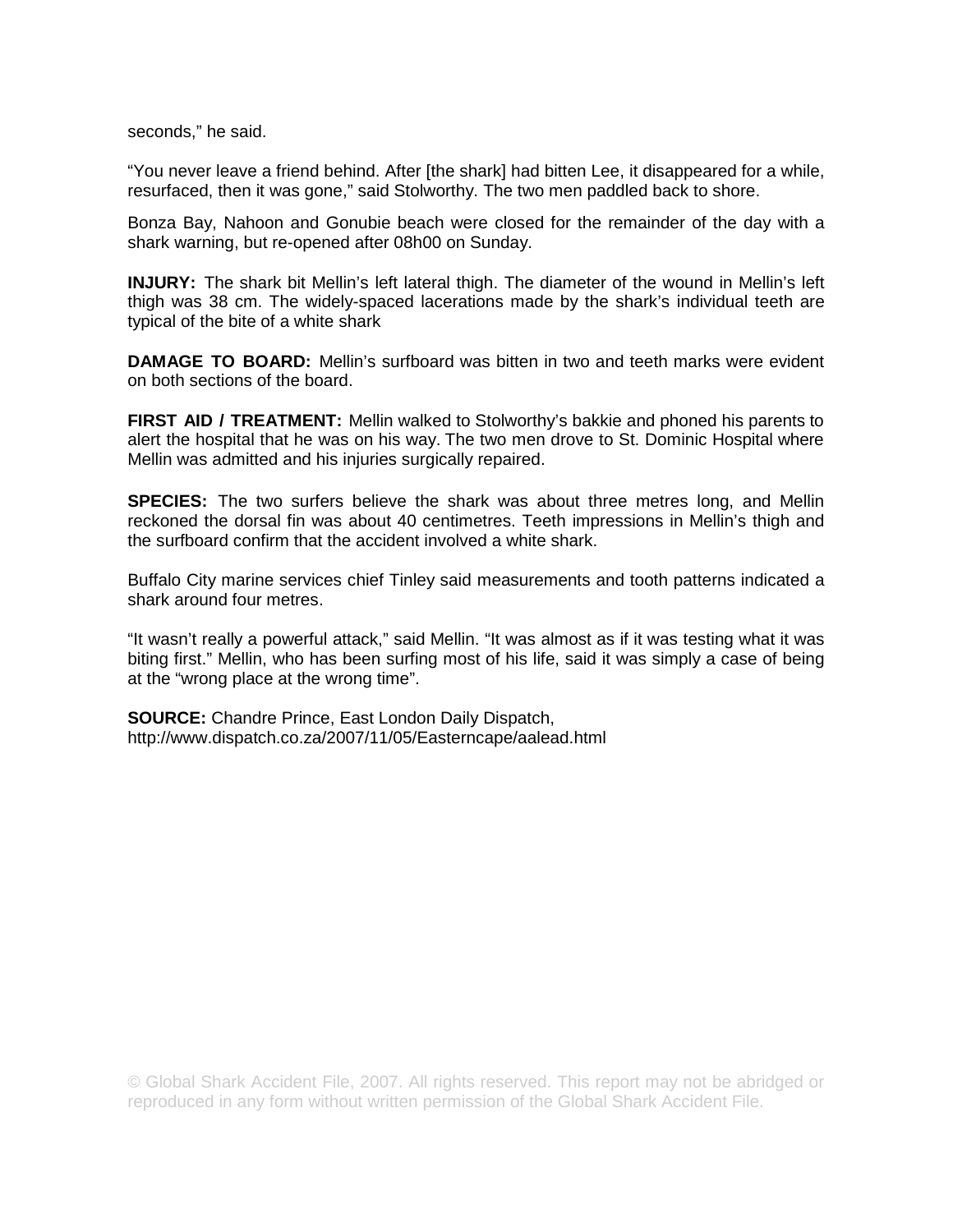seconds," he said.

"You never leave a friend behind. After [the shark] had bitten Lee, it disappeared for a while, resurfaced, then it was gone," said Stolworthy. The two men paddled back to shore.

Bonza Bay, Nahoon and Gonubie beach were closed for the remainder of the day with a shark warning, but re-opened after 08h00 on Sunday.

**INJURY:** The shark bit Mellin's left lateral thigh. The diameter of the wound in Mellin's left thigh was 38 cm. The widely-spaced lacerations made by the shark's individual teeth are typical of the bite of a white shark

**DAMAGE TO BOARD:** Mellin's surfboard was bitten in two and teeth marks were evident on both sections of the board.

**FIRST AID / TREATMENT:** Mellin walked to Stolworthy's bakkie and phoned his parents to alert the hospital that he was on his way. The two men drove to St. Dominic Hospital where Mellin was admitted and his injuries surgically repaired.

**SPECIES:** The two surfers believe the shark was about three metres long, and Mellin reckoned the dorsal fin was about 40 centimetres. Teeth impressions in Mellin's thigh and the surfboard confirm that the accident involved a white shark.

Buffalo City marine services chief Tinley said measurements and tooth patterns indicated a shark around four metres.

"It wasn't really a powerful attack," said Mellin. "It was almost as if it was testing what it was biting first." Mellin, who has been surfing most of his life, said it was simply a case of being at the "wrong place at the wrong time".

**SOURCE:** Chandre Prince, East London Daily Dispatch,
http://www.dispatch.co.za/2007/11/05/Easterncape/aalead.html

© Global Shark Accident File, 2007. All rights reserved. This report may not be abridged or reproduced in any form without written permission of the Global Shark Accident File.